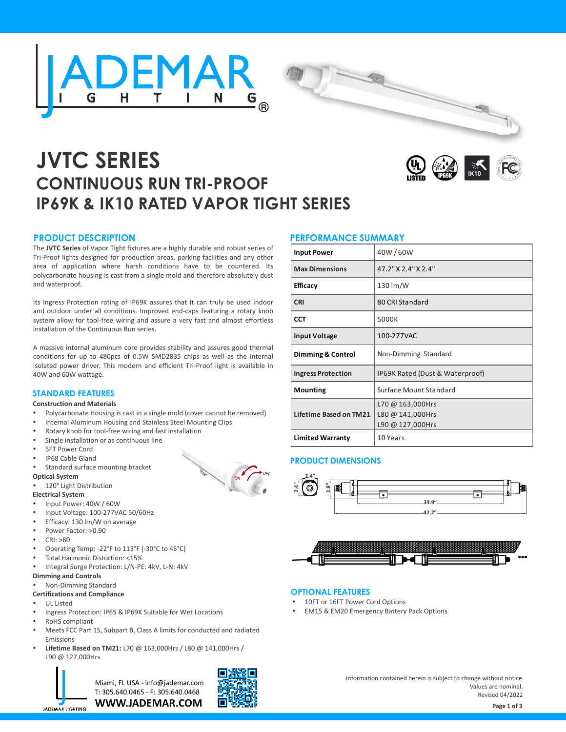# JVTC SERIES

## CONTINUOUS RUN TRI-PROOF

## IP69K & IK10 RATED VAPOR TIGHT SERIES

## PRODUCT DESCRIPTION

The **JVTC Series** of Vapor Tight fixtures are a highly durable and robust series of Tri-Proof lights designed for production areas, parking facilities and any other area of application where harsh conditions have to be countered. Its polycarbonate housing is cast from a single mold and therefore absolutely dust and waterproof.

Its Ingress Protection rating of IP69K assures that it can truly be used indoor and outdoor under all conditions. Improved end-caps featuring a rotary knob system allow for tool-free wiring and assure a very fast and almost effortless installation of the Continuous Run series.

A massive internal aluminum core provides stability and assures good thermal conditions for up to 480pcs of 0.5W SMD2835 chips as well as the internal isolated power driver. This modern and efficient Tri-Proof light is available in 40W and 60W wattage.

## STANDARD FEATURES

**Construction and Materials**

- Polycarbonate Housing is cast in a single mold (cover cannot be removed)
- Internal Aluminum Housing and Stainless Steel Mounting Clips
- Rotary knob for tool-free wiring and fast installation
- Single installation or as continuous line
- 5FT Power Cord
- IP68 Cable Gland
- Standard surface mounting bracket

**Optical System**

- 120° Light Distribution

**Electrical System**

- Input Power: 40W / 60W
- Input Voltage: 100-277VAC 50/60Hz
- Efficacy: 130 lm/W on average
- Power Factor: >0.90
- CRI: >80
- Operating Temp: -22°F to 113°F (-30°C to 45°C)
- Total Harmonic Distortion: <15%
- Integral Surge Protection: L/N-PE: 4kV, L-N: 4kV

**Dimming and Controls**

- Non-Dimming Standard

**Certifications and Compliance**

- UL Listed
- Ingress Protection: IP65 & IP69K Suitable for Wet Locations
- RoHS compliant
- Meets FCC Part 15, Subpart B, Class A limits for conducted and radiated Emissions
- **Lifetime Based on TM21:** L70 @ 163,000Hrs / L80 @ 141,000Hrs / L90 @ 127,000Hrs

## PERFORMANCE SUMMARY

| | |
|---|---|
| **Input Power** | 40W / 60W |
| **Max Dimensions** | 47.2" X 2.4" X 2.4" |
| **Efficacy** | 130 lm/W |
| **CRI** | 80 CRI Standard |
| **CCT** | 5000K |
| **Input Voltage** | 100-277VAC |
| **Dimming & Control** | Non-Dimming Standard |
| **Ingress Protection** | IP69K Rated (Dust & Waterproof) |
| **Mounting** | Surface Mount Standard |
| **Lifetime Based on TM21** | L70 @ 163,000Hrs<br>L80 @ 141,000Hrs<br>L90 @ 127,000Hrs |
| **Limited Warranty** | 10 Years |

## PRODUCT DIMENSIONS

2.4" · 2.4" · 2.8" · 39.9" · 47.2"

## OPTIONAL FEATURES

- 10FT or 16FT Power Cord Options
- EM15 & EM20 Emergency Battery Pack Options

Miami, FL USA - info@jademar.com
T: 305.640.0465 - F: 305.640.0468
**WWW.JADEMAR.COM**

Information contained herein is subject to change without notice.
Values are nominal.
Revised 04/2022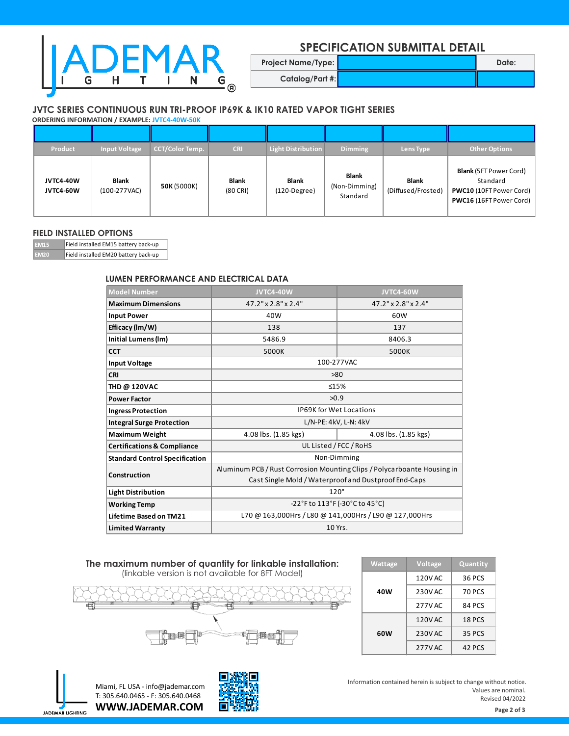# JADEMAR LIGHTING

## SPECIFICATION SUBMITTAL DETAIL

| Project Name/Type: | | Date: |
|---|---|---|
| Catalog/Part #: | | |

## JVTC SERIES CONTINUOUS RUN TRI-PROOF IP69K & IK10 RATED VAPOR TIGHT SERIES

**ORDERING INFORMATION / EXAMPLE:** JVTC4-40W-50K

| Product | Input Voltage | CCT/Color Temp. | CRI | Light Distribution | Dimming | Lens Type | Other Options |
|---|---|---|---|---|---|---|---|
| **JVTC4-40W** **JVTC4-60W** | **Blank** (100-277VAC) | **50K** (5000K) | **Blank** (80 CRI) | **Blank** (120-Degree) | **Blank** (Non-Dimming) Standard | **Blank** (Diffused/Frosted) | **Blank** (5FT Power Cord) Standard **PWC10** (10FT Power Cord) **PWC16** (16FT Power Cord) |

### FIELD INSTALLED OPTIONS

| | |
|---|---|
| EM15 | Field installed EM15 battery back-up |
| EM20 | Field installed EM20 battery back-up |

### LUMEN PERFORMANCE AND ELECTRICAL DATA

| Model Number | JVTC4-40W | JVTC4-60W |
|---|---|---|
| **Maximum Dimensions** | 47.2" x 2.8" x 2.4" | 47.2" x 2.8" x 2.4" |
| **Input Power** | 40W | 60W |
| **Efficacy (lm/W)** | 138 | 137 |
| **Initial Lumens (lm)** | 5486.9 | 8406.3 |
| **CCT** | 5000K | 5000K |
| **Input Voltage** | 100-277VAC | |
| **CRI** | >80 | |
| **THD @ 120VAC** | ≤15% | |
| **Power Factor** | >0.9 | |
| **Ingress Protection** | IP69K for Wet Locations | |
| **Integral Surge Protection** | L/N-PE: 4kV, L-N: 4kV | |
| **Maximum Weight** | 4.08 lbs. (1.85 kgs) | 4.08 lbs. (1.85 kgs) |
| **Certifications & Compliance** | UL Listed / FCC / RoHS | |
| **Standard Control Specification** | Non-Dimming | |
| **Construction** | Aluminum PCB / Rust Corrosion Mounting Clips / Polycarboante Housing in Cast Single Mold / Waterproof and Dustproof End-Caps | |
| **Light Distribution** | 120° | |
| **Working Temp** | -22°F to 113°F (-30°C to 45°C) | |
| **Lifetime Based on TM21** | L70 @ 163,000Hrs / L80 @ 141,000Hrs / L90 @ 127,000Hrs | |
| **Limited Warranty** | 10 Yrs. | |

**The maximum number of quantity for linkable installation:**
(linkable version is not available for 8FT Model)

| Wattage | Voltage | Quantity |
|---|---|---|
| **40W** | 120V AC | 36 PCS |
| | 230V AC | 70 PCS |
| | 277V AC | 84 PCS |
| **60W** | 120V AC | 18 PCS |
| | 230V AC | 35 PCS |
| | 277V AC | 42 PCS |

Miami, FL USA - info@jademar.com
T: 305.640.0465 - F: 305.640.0468
**WWW.JADEMAR.COM**

Information contained herein is subject to change without notice.
Values are nominal.
Revised 04/2022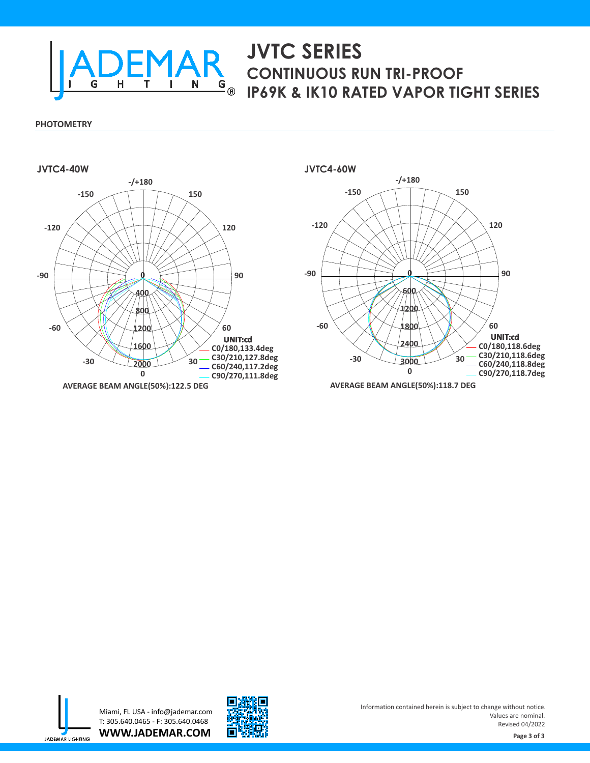# JVTC SERIES
## CONTINUOUS RUN TRI-PROOF
## IP69K & IK10 RATED VAPOR TIGHT SERIES

**PHOTOMETRY**

### JVTC4-40W

-/+180
-150
150
-120
120
-90
90
-60
60
-30
30
0

0
400
800
1200
1600
2000

UNIT:cd
C0/180,133.4deg
C30/210,127.8deg
C60/240,117.2deg
C90/270,111.8deg

AVERAGE BEAM ANGLE(50%):122.5 DEG

### JVTC4-60W

-/+180
-150
150
-120
120
-90
90
-60
60
-30
30
0

0
600
1200
1800
2400
3000

UNIT:cd
C0/180,118.6deg
C30/210,118.6deg
C60/240,118.8deg
C90/270,118.7deg

AVERAGE BEAM ANGLE(50%):118.7 DEG

Miami, FL USA - info@jademar.com
T: 305.640.0465 - F: 305.640.0468
**WWW.JADEMAR.COM**

Information contained herein is subject to change without notice.
Values are nominal.
Revised 04/2022